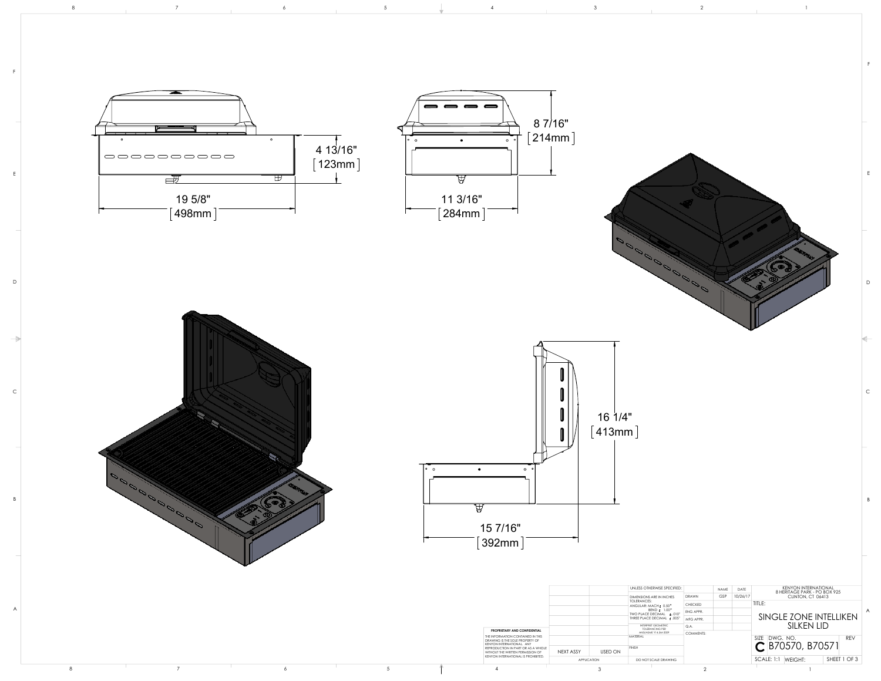19 5/8" [498mm]

4 13/16" [123mm]

11 3/16" [284mm]

8 7/16" [214mm]

16 1/4" [413mm]

15 7/16" [392mm]

**PROPRIETARY AND CONFIDENTIAL**

THE INFORMATION CONTAINED IN THIS DRAWING IS THE SOLE PROPERTY OF KENYON INTERNATIONAL. ANY REPRODUCTION IN PART OR AS A WHOLE WITHOUT THE WRITTEN PERMISSION OF KENYON INTERNATIONAL IS PROHIBITED.

| NEXT ASSY | USED ON |
| --- | --- |
| APPLICATION | |

UNLESS OTHERWISE SPECIFIED:

DIMENSIONS ARE IN INCHES
TOLERANCES:
ANGULAR: MACH ± 0.50°
BEND ± 1.00°
TWO PLACE DECIMAL ± .010"
THREE PLACE DECIMAL ± .005"

INTERPRET GEOMETRIC TOLERANCING PER: ANSI/ASME Y14.5M-2009

MATERIAL

FINISH

DO NOT SCALE DRAWING

| | NAME | DATE |
| --- | --- | --- |
| DRAWN | GSP | 10/26/17 |
| CHECKED | | |
| ENG APPR. | | |
| MFG APPR. | | |
| Q.A. | | |
| COMMENTS: | | |

KENYON INTERNATIONAL
8 HERITAGE PARK - PO BOX 925
CLINTON, CT 06413

TITLE:

SINGLE ZONE INTELLIKEN SILKEN LID

SIZE C | DWG. NO. B70570, B70571 | REV

SCALE: 1:1 | WEIGHT: | SHEET 1 OF 3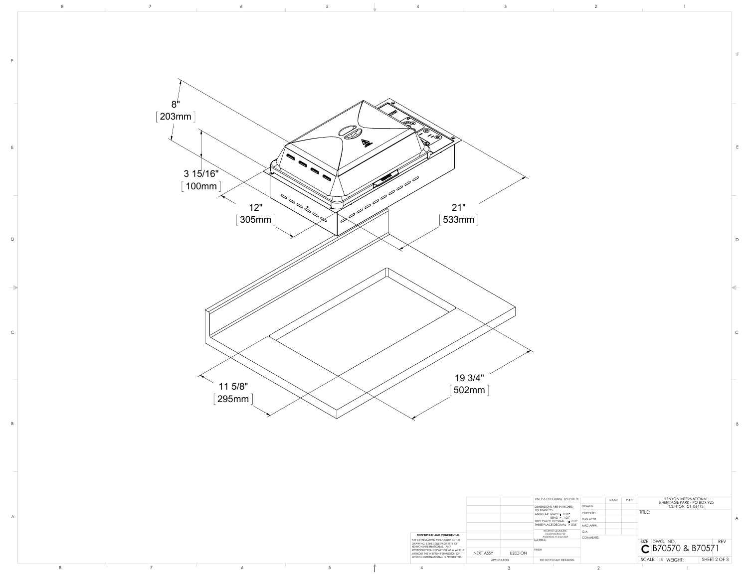8"
[203mm]

3 15/16"
[100mm]

12"
[305mm]

21"
[533mm]

11 5/8"
[295mm]

19 3/4"
[502mm]

**PROPRIETARY AND CONFIDENTIAL**

THE INFORMATION CONTAINED IN THIS DRAWING IS THE SOLE PROPERTY OF KENYON INTERNATIONAL. ANY REPRODUCTION IN PART OR AS A WHOLE WITHOUT THE WRITTEN PERMISSION OF KENYON INTERNATIONAL IS PROHIBITED.

| NEXT ASSY | USED ON |
|---|---|
| APPLICATION | |

UNLESS OTHERWISE SPECIFIED:
DIMENSIONS ARE IN INCHES
TOLERANCES:
ANGULAR: MACH ± 0.50°
BEND ± 1.00°
TWO PLACE DECIMAL ± .010"
THREE PLACE DECIMAL ± .005"

INTERPRET GEOMETRIC TOLERANCING PER: ANSI/ASME Y14.5M 2009

MATERIAL

FINISH

DO NOT SCALE DRAWING

| | NAME | DATE |
|---|---|---|
| DRAWN | | |
| CHECKED | | |
| ENG APPR. | | |
| MFG APPR. | | |
| Q.A. | | |

COMMENTS:

KENYON INTERNATIONAL
8 HERITAGE PARK - PO BOX 925
CLINTON, CT 06413

TITLE:

SIZE C DWG. NO. B70570 & B70571 REV

SCALE: 1:4 WEIGHT: SHEET 2 OF 3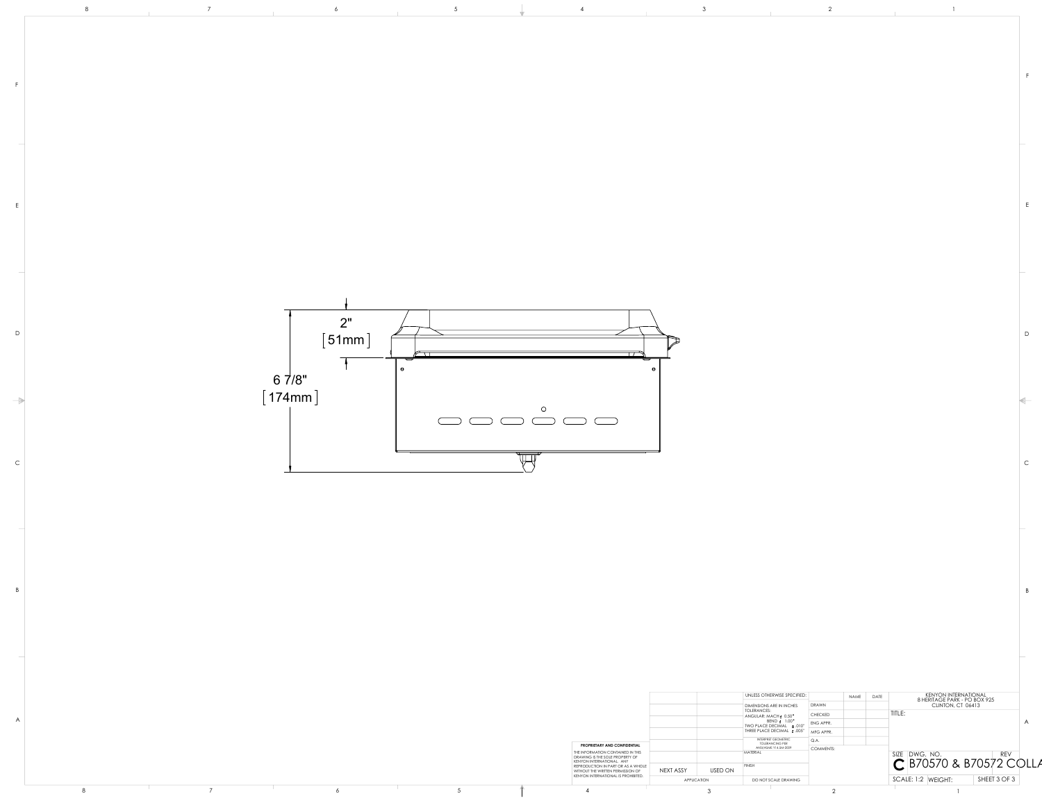2"
[51mm]

6 7/8"
[174mm]

| | | | | | |
|---|---|---|---|---|---|
| | | UNLESS OTHERWISE SPECIFIED: | | NAME | DATE |
| | | DIMENSIONS ARE IN INCHES TOLERANCES: ANGULAR: MACH ± 0.50° BEND ± 1.00° TWO PLACE DECIMAL ± .010" THREE PLACE DECIMAL ± .005" | DRAWN | | |
| | | | CHECKED | | |
| | | | ENG APPR. | | |
| | | | MFG APPR. | | |
| | | INTERPRET GEOMETRIC TOLERANCING PER: ASME Y14.5M 2009 | Q.A. | | |
| | | MATERIAL | COMMENTS: | | |
| NEXT ASSY | USED ON | FINISH | | | |
| APPLICATION | | DO NOT SCALE DRAWING | | | |

**PROPRIETARY AND CONFIDENTIAL**

THE INFORMATION CONTAINED IN THIS DRAWING IS THE SOLE PROPERTY OF KENYON INTERNATIONAL. ANY REPRODUCTION IN PART OR AS A WHOLE WITHOUT THE WRITTEN PERMISSION OF KENYON INTERNATIONAL IS PROHIBITED.

KENYON INTERNATIONAL
8 HERITAGE PARK - PO BOX 925
CLINTON, CT 06413

TITLE:

SIZE C | DWG. NO. B70570 & B70572 COLLA | REV

SCALE: 1:2 | WEIGHT: | SHEET 3 OF 3